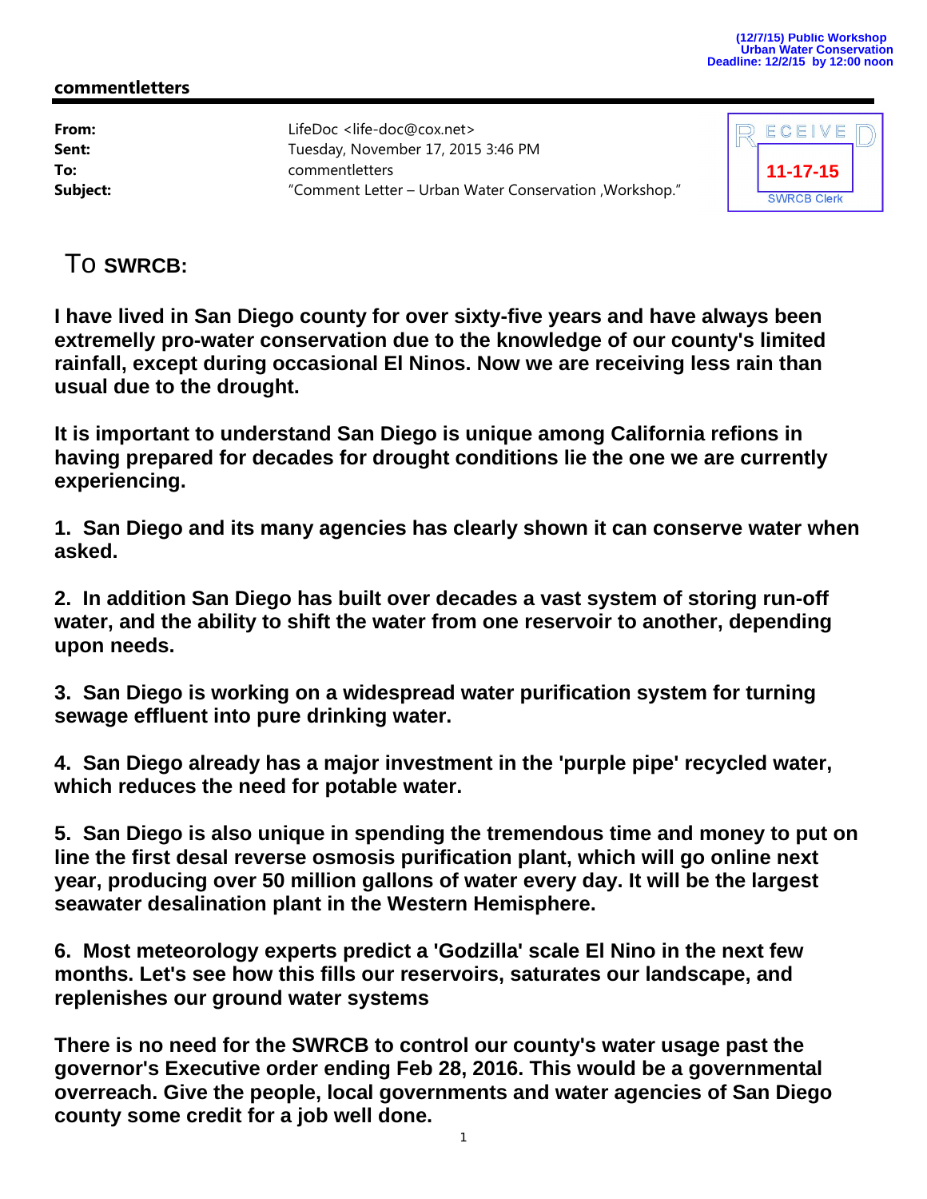(12/7/15) Public Workshop
Urban Water Conservation
Deadline: 12/2/15 by 12:00 noon

## commentletters

| | |
|---|---|
| **From:** | LifeDoc <life-doc@cox.net> |
| **Sent:** | Tuesday, November 17, 2015 3:46 PM |
| **To:** | commentletters |
| **Subject:** | "Comment Letter – Urban Water Conservation ,Workshop." |

RECEIVED
11-17-15
SWRCB Clerk

To **SWRCB:**

**I have lived in San Diego county for over sixty-five years and have always been extremelly pro-water conservation due to the knowledge of our county's limited rainfall, except during occasional El Ninos. Now we are receiving less rain than usual due to the drought.**

**It is important to understand San Diego is unique among California refions in having prepared for decades for drought conditions lie the one we are currently experiencing.**

**1. San Diego and its many agencies has clearly shown it can conserve water when asked.**

**2. In addition San Diego has built over decades a vast system of storing run-off water, and the ability to shift the water from one reservoir to another, depending upon needs.**

**3. San Diego is working on a widespread water purification system for turning sewage effluent into pure drinking water.**

**4. San Diego already has a major investment in the 'purple pipe' recycled water, which reduces the need for potable water.**

**5. San Diego is also unique in spending the tremendous time and money to put on line the first desal reverse osmosis purification plant, which will go online next year, producing over 50 million gallons of water every day. It will be the largest seawater desalination plant in the Western Hemisphere.**

**6. Most meteorology experts predict a 'Godzilla' scale El Nino in the next few months. Let's see how this fills our reservoirs, saturates our landscape, and replenishes our ground water systems**

**There is no need for the SWRCB to control our county's water usage past the governor's Executive order ending Feb 28, 2016. This would be a governmental overreach. Give the people, local governments and water agencies of San Diego county some credit for a job well done.**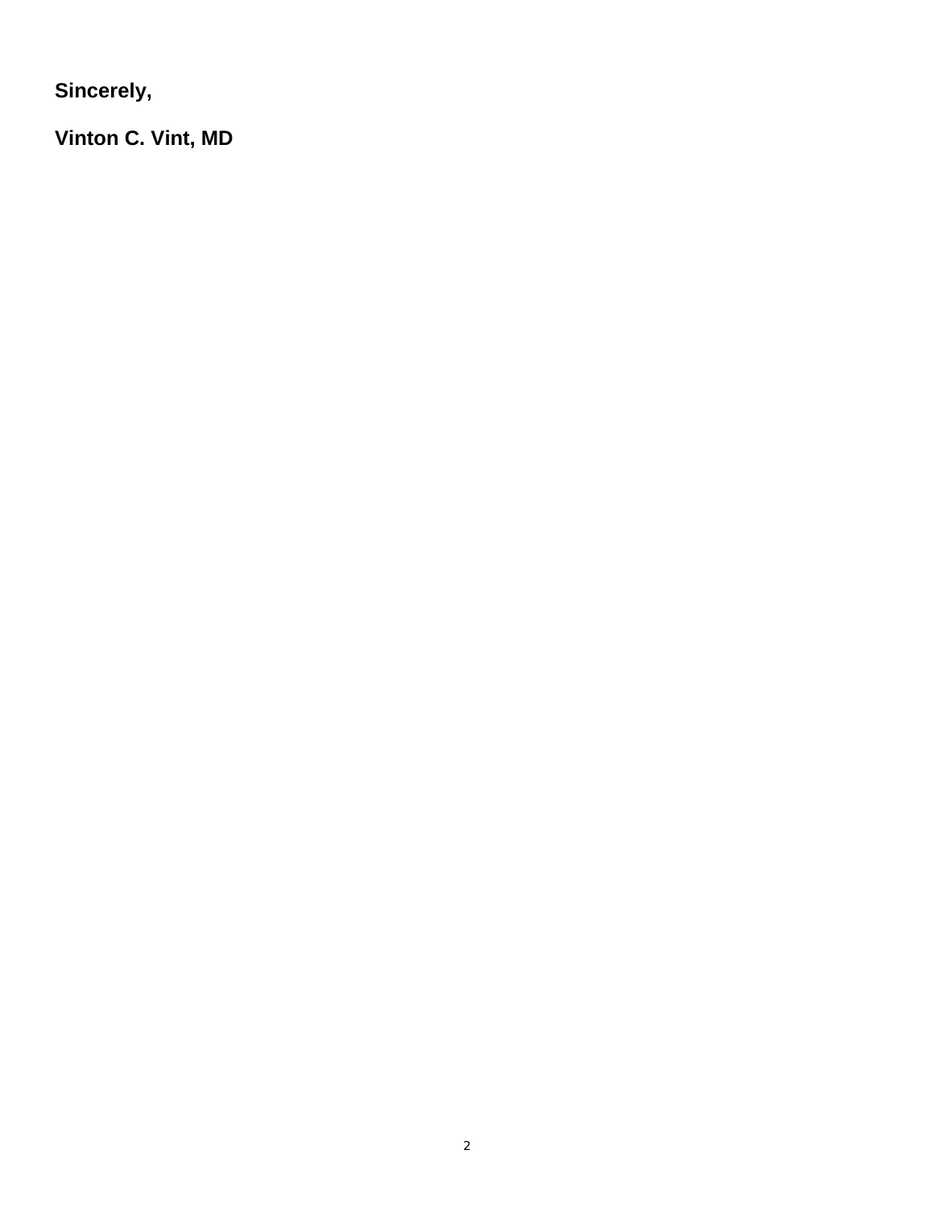**Sincerely,**

**Vinton C. Vint, MD**